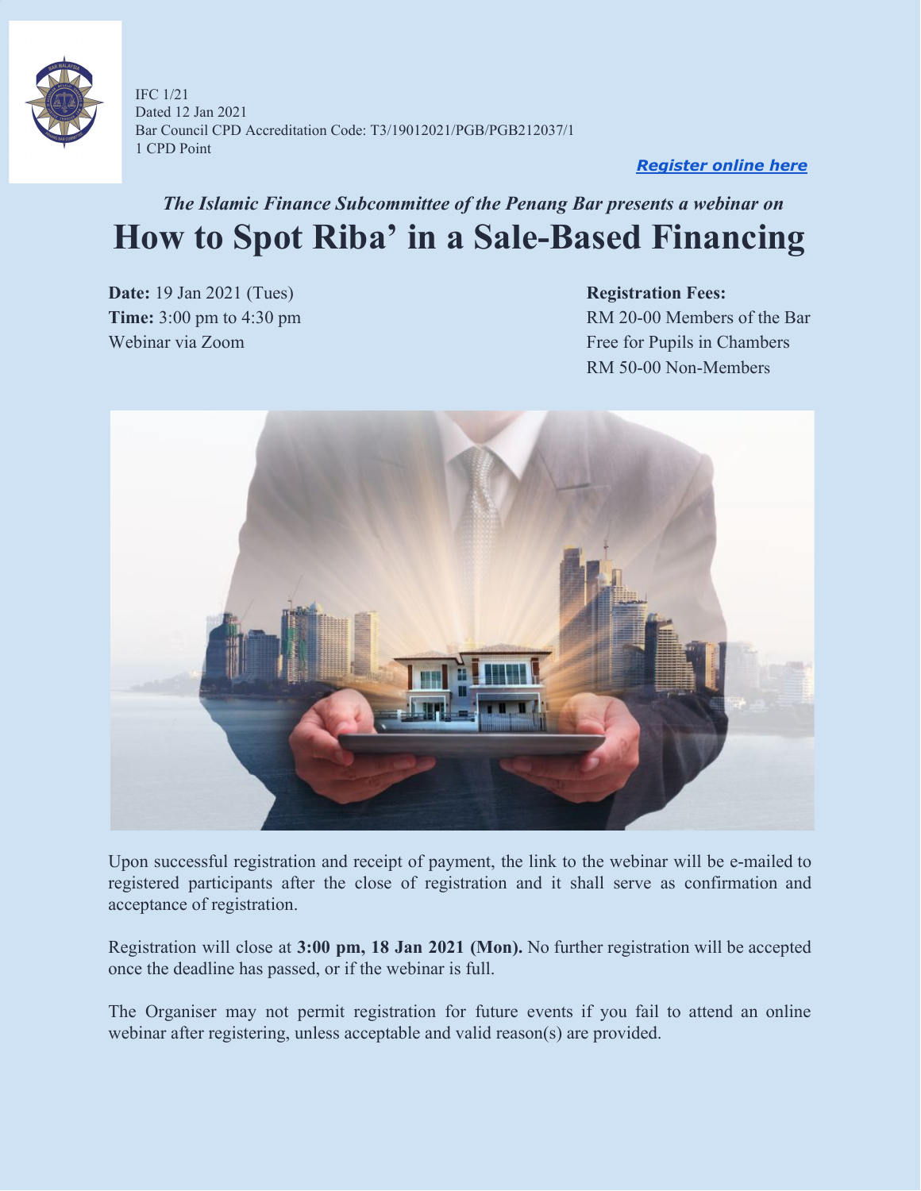IFC 1/21
Dated 12 Jan 2021
Bar Council CPD Accreditation Code: T3/19012021/PGB/PGB212037/1
1 CPD Point

***Register online here***

*The Islamic Finance Subcommittee of the Penang Bar presents a webinar on*

# How to Spot Riba' in a Sale-Based Financing

**Date:** 19 Jan 2021 (Tues)
**Time:** 3:00 pm to 4:30 pm
Webinar via Zoom

**Registration Fees:**
RM 20-00 Members of the Bar
Free for Pupils in Chambers
RM 50-00 Non-Members

Upon successful registration and receipt of payment, the link to the webinar will be e-mailed to registered participants after the close of registration and it shall serve as confirmation and acceptance of registration.

Registration will close at **3:00 pm, 18 Jan 2021 (Mon).** No further registration will be accepted once the deadline has passed, or if the webinar is full.

The Organiser may not permit registration for future events if you fail to attend an online webinar after registering, unless acceptable and valid reason(s) are provided.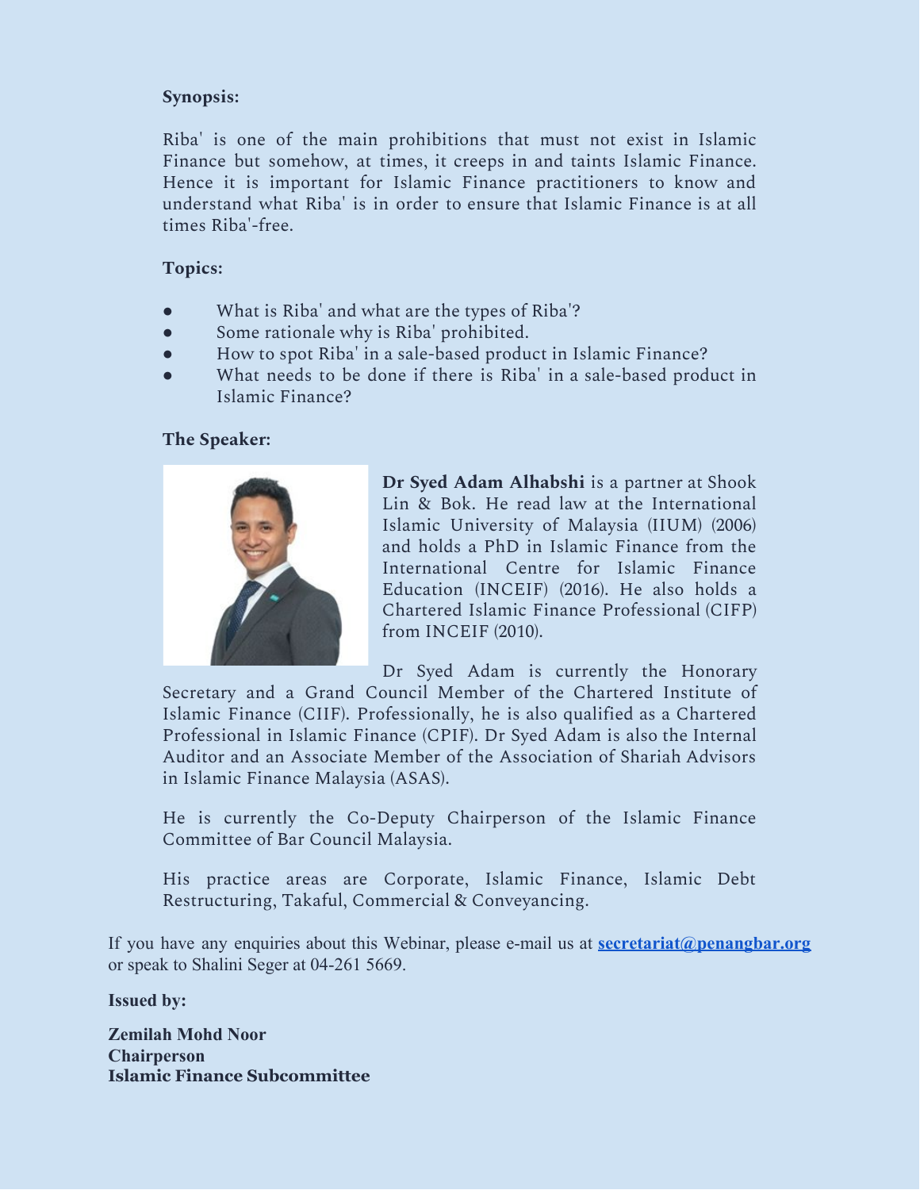**Synopsis:**

Riba' is one of the main prohibitions that must not exist in Islamic Finance but somehow, at times, it creeps in and taints Islamic Finance. Hence it is important for Islamic Finance practitioners to know and understand what Riba' is in order to ensure that Islamic Finance is at all times Riba'-free.

**Topics:**

- What is Riba' and what are the types of Riba'?
- Some rationale why is Riba' prohibited.
- How to spot Riba' in a sale-based product in Islamic Finance?
- What needs to be done if there is Riba' in a sale-based product in Islamic Finance?

**The Speaker:**

**Dr Syed Adam Alhabshi** is a partner at Shook Lin & Bok. He read law at the International Islamic University of Malaysia (IIUM) (2006) and holds a PhD in Islamic Finance from the International Centre for Islamic Finance Education (INCEIF) (2016). He also holds a Chartered Islamic Finance Professional (CIFP) from INCEIF (2010).

Dr Syed Adam is currently the Honorary Secretary and a Grand Council Member of the Chartered Institute of Islamic Finance (CIIF). Professionally, he is also qualified as a Chartered Professional in Islamic Finance (CPIF). Dr Syed Adam is also the Internal Auditor and an Associate Member of the Association of Shariah Advisors in Islamic Finance Malaysia (ASAS).

He is currently the Co-Deputy Chairperson of the Islamic Finance Committee of Bar Council Malaysia.

His practice areas are Corporate, Islamic Finance, Islamic Debt Restructuring, Takaful, Commercial & Conveyancing.

If you have any enquiries about this Webinar, please e-mail us at **secretariat@penangbar.org** or speak to Shalini Seger at 04-261 5669.

**Issued by:**

**Zemilah Mohd Noor**
**Chairperson**
**Islamic Finance Subcommittee**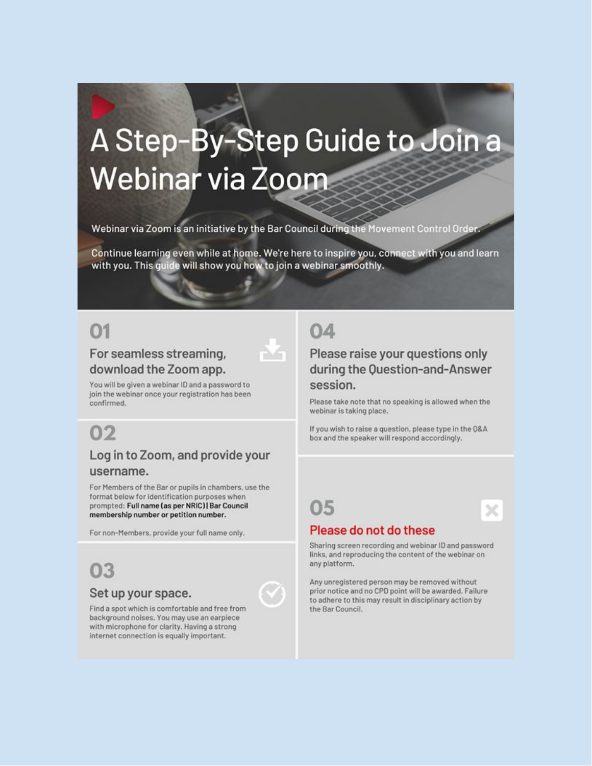# A Step-By-Step Guide to Join a Webinar via Zoom

Webinar via Zoom is an initiative by the Bar Council during the Movement Control Order.

Continue learning even while at home. We're here to inspire you, connect with you and learn with you. This guide will show you how to join a webinar smoothly.

## 01

### For seamless streaming, download the Zoom app.

You will be given a webinar ID and a password to join the webinar once your registration has been confirmed.

## 02

### Log in to Zoom, and provide your username.

For Members of the Bar or pupils in chambers, use the format below for identification purposes when prompted: **Full name (as per NRIC) | Bar Council membership number or petition number.**

For non-Members, provide your full name only.

## 03

### Set up your space.

Find a spot which is comfortable and free from background noises. You may use an earpiece with microphone for clarity. Having a strong internet connection is equally important.

## 04

### Please raise your questions only during the Question-and-Answer session.

Please take note that no speaking is allowed when the webinar is taking place.

If you wish to raise a question, please type in the Q&A box and the speaker will respond accordingly.

## 05

### Please do not do these

Sharing screen recording and webinar ID and password links, and reproducing the content of the webinar on any platform.

Any unregistered person may be removed without prior notice and no CPD point will be awarded. Failure to adhere to this may result in disciplinary action by the Bar Council.